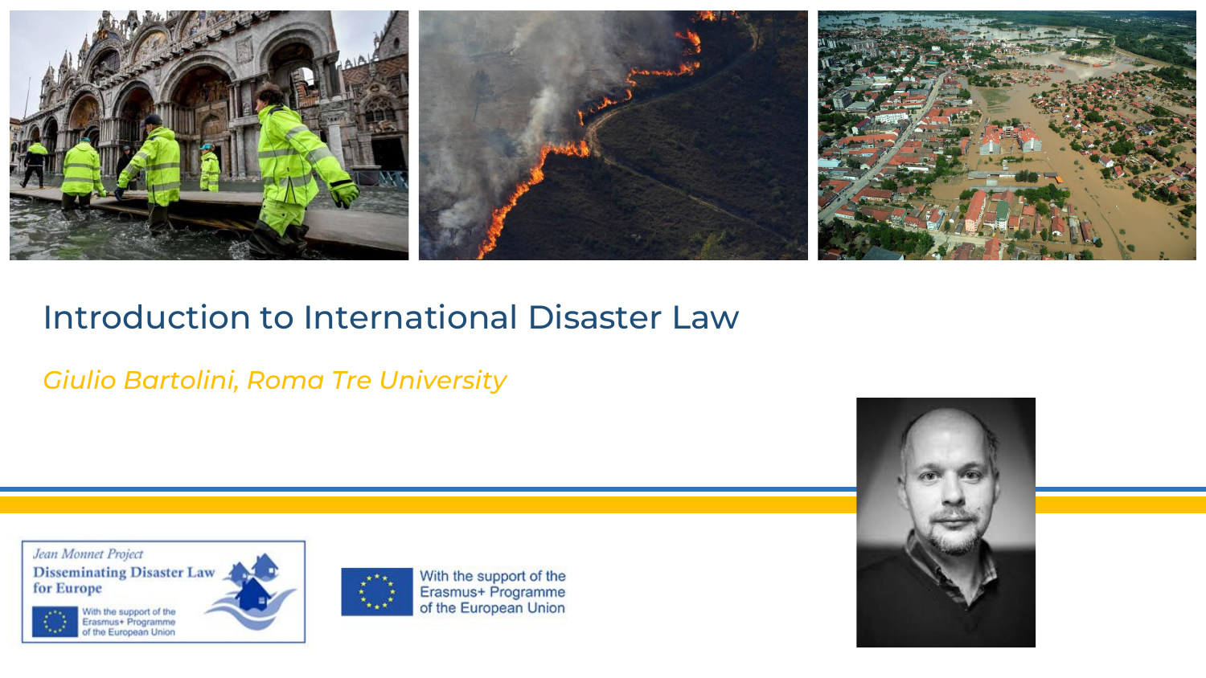# Introduction to International Disaster Law

*Giulio Bartolini, Roma Tre University*

Jean Monnet Project
Disseminating Disaster Law for Europe
With the support of the Erasmus+ Programme of the European Union

With the support of the Erasmus+ Programme of the European Union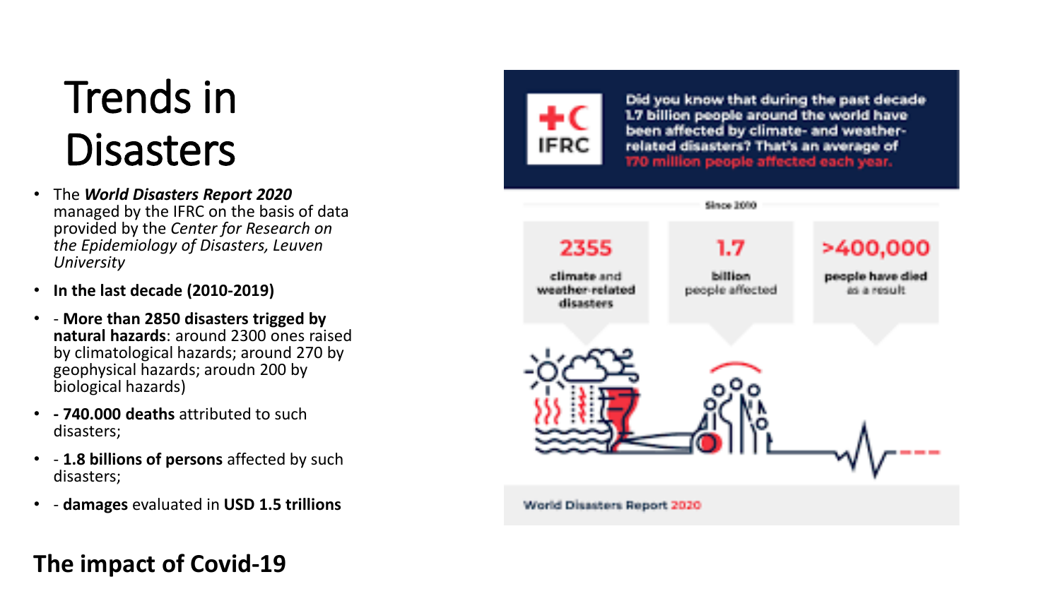# Trends in Disasters

- The ***World Disasters Report 2020*** managed by the IFRC on the basis of data provided by the *Center for Research on the Epidemiology of Disasters, Leuven University*
- **In the last decade (2010-2019)**
- - **More than 2850 disasters trigged by natural hazards**: around 2300 ones raised by climatological hazards; around 270 by geophysical hazards; aroudn 200 by biological hazards)
- **- 740.000 deaths** attributed to such disasters;
- - **1.8 billions of persons** affected by such disasters;
- - **damages** evaluated in **USD 1.5 trillions**

Did you know that during the past decade 1.7 billion people around the world have been affected by climate- and weather-related disasters? That's an average of 170 million people affected each year.

Since 2010

| 2355 | 1.7 | >400,000 |
|---|---|---|
| climate and weather-related disasters | billion people affected | people have died as a result |

World Disasters Report 2020

## The impact of Covid-19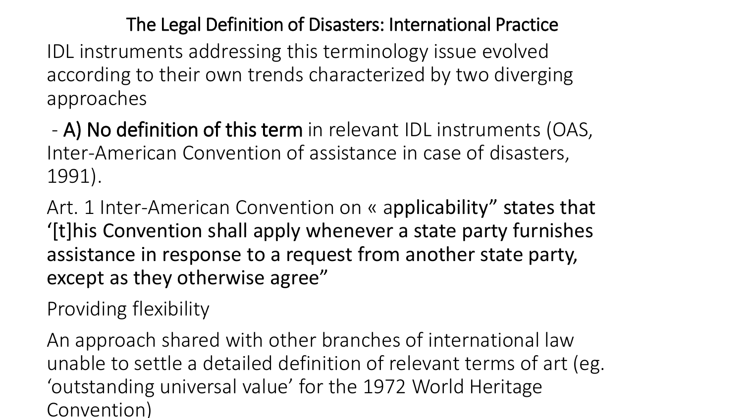# The Legal Definition of Disasters: International Practice

IDL instruments addressing this terminology issue evolved according to their own trends characterized by two diverging approaches

- **A) No definition of this term** in relevant IDL instruments (OAS, Inter-American Convention of assistance in case of disasters, 1991).

Art. 1 Inter-American Convention on « a**pplicability" states that '[t]his Convention shall apply whenever a state party furnishes assistance in response to a request from another state party, except as they otherwise agree"**

Providing flexibility

An approach shared with other branches of international law unable to settle a detailed definition of relevant terms of art (eg. 'outstanding universal value' for the 1972 World Heritage Convention)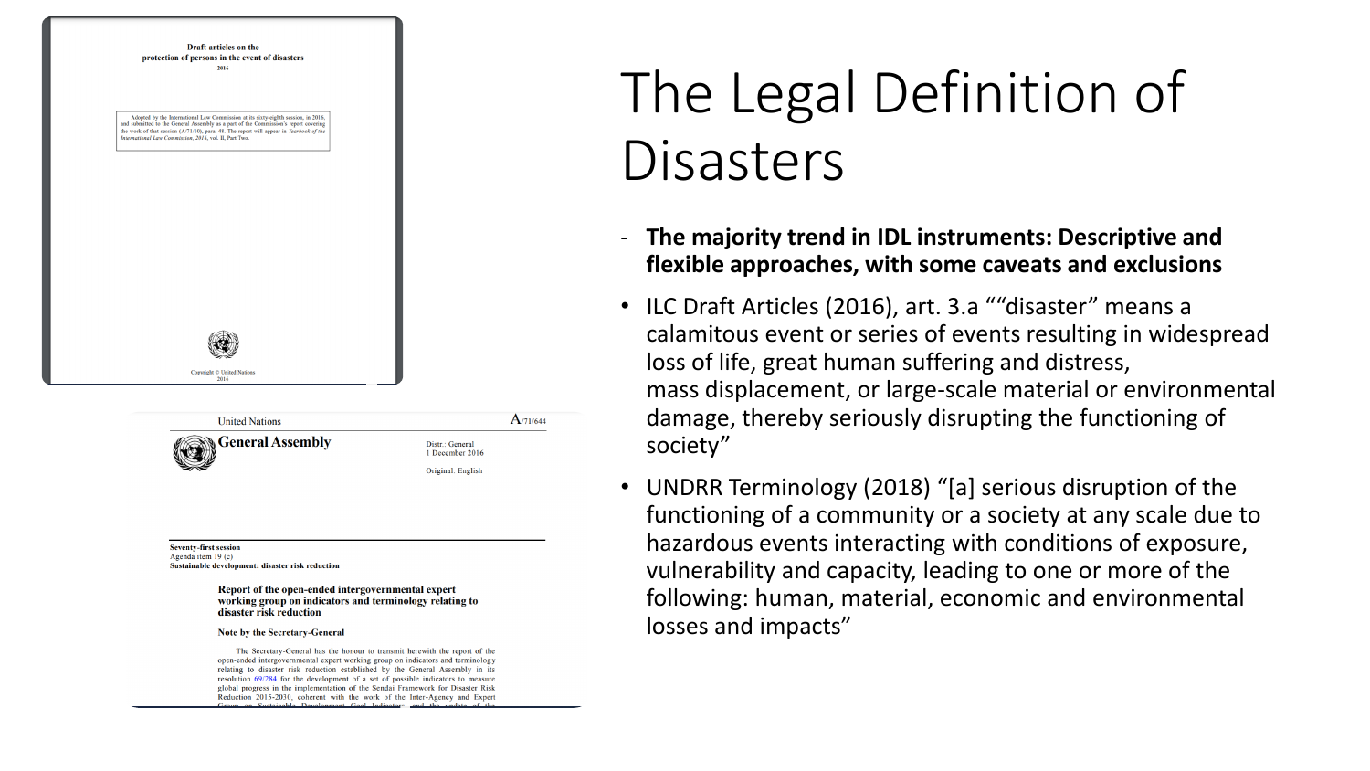# The Legal Definition of Disasters

- **The majority trend in IDL instruments: Descriptive and flexible approaches, with some caveats and exclusions**

- ILC Draft Articles (2016), art. 3.a ""disaster" means a calamitous event or series of events resulting in widespread loss of life, great human suffering and distress, mass displacement, or large-scale material or environmental damage, thereby seriously disrupting the functioning of society"
- UNDRR Terminology (2018) "[a] serious disruption of the functioning of a community or a society at any scale due to hazardous events interacting with conditions of exposure, vulnerability and capacity, leading to one or more of the following: human, material, economic and environmental losses and impacts"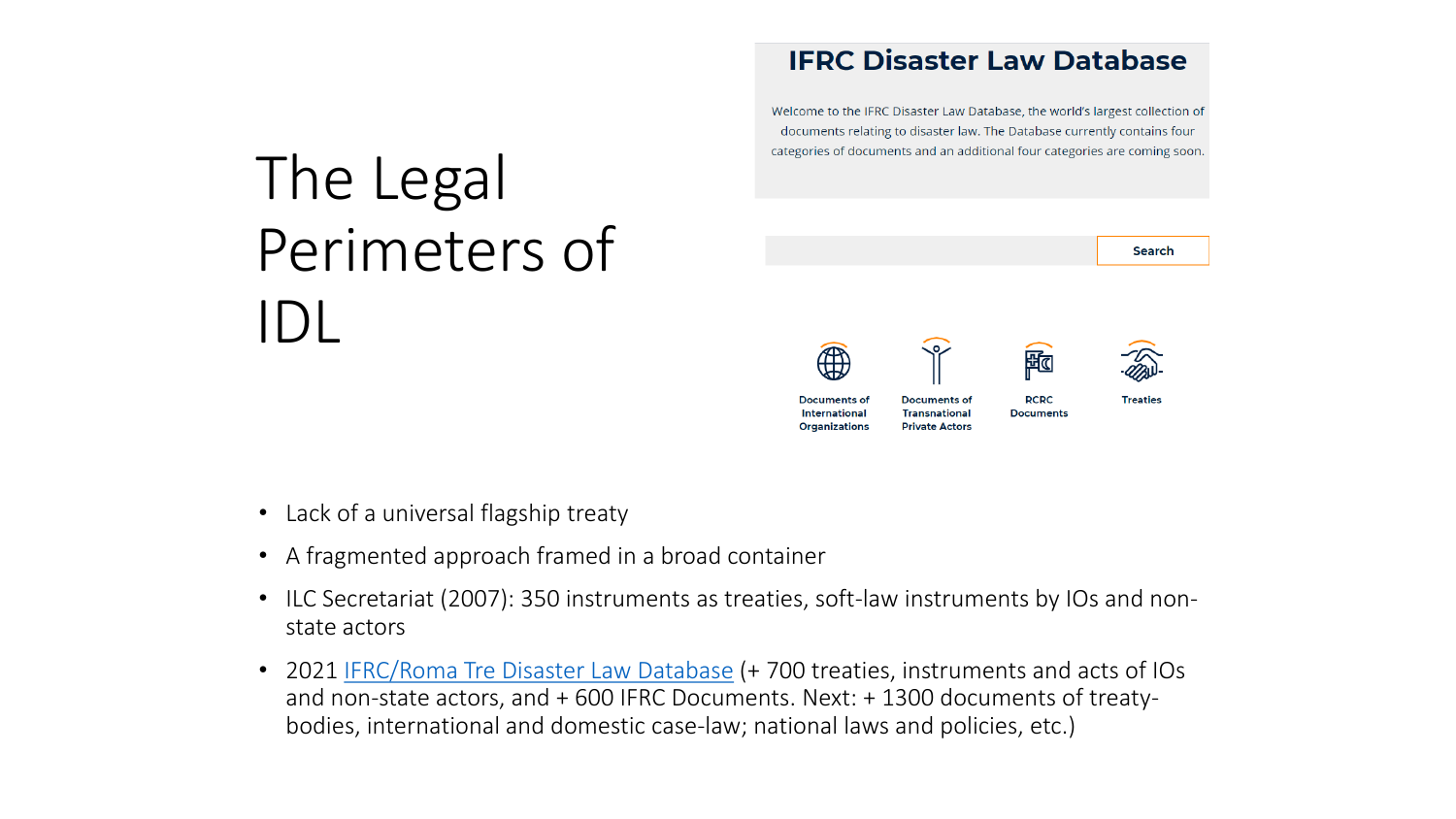# The Legal Perimeters of IDL

## IFRC Disaster Law Database

Welcome to the IFRC Disaster Law Database, the world's largest collection of documents relating to disaster law. The Database currently contains four categories of documents and an additional four categories are coming soon.

Search

Documents of International Organizations

Documents of Transnational Private Actors

RCRC Documents

Treaties

- Lack of a universal flagship treaty
- A fragmented approach framed in a broad container
- ILC Secretariat (2007): 350 instruments as treaties, soft-law instruments by IOs and non-state actors
- 2021 IFRC/Roma Tre Disaster Law Database (+ 700 treaties, instruments and acts of IOs and non-state actors, and + 600 IFRC Documents. Next: + 1300 documents of treaty-bodies, international and domestic case-law; national laws and policies, etc.)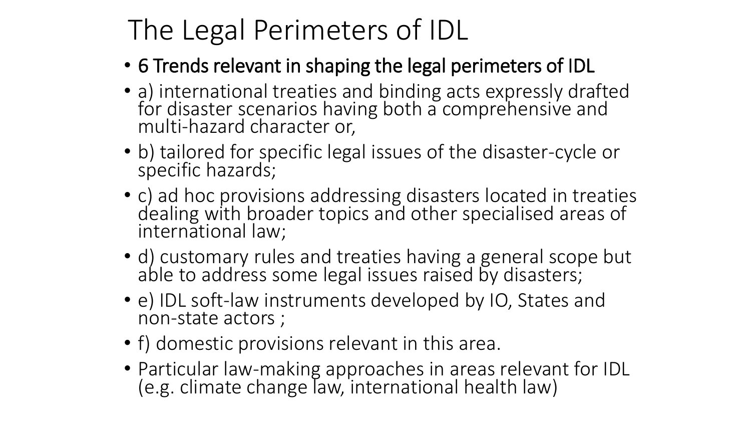# The Legal Perimeters of IDL

- 6 Trends relevant in shaping the legal perimeters of IDL
- a) international treaties and binding acts expressly drafted for disaster scenarios having both a comprehensive and multi-hazard character or,
- b) tailored for specific legal issues of the disaster-cycle or specific hazards;
- c) ad hoc provisions addressing disasters located in treaties dealing with broader topics and other specialised areas of international law;
- d) customary rules and treaties having a general scope but able to address some legal issues raised by disasters;
- e) IDL soft-law instruments developed by IO, States and non-state actors ;
- f) domestic provisions relevant in this area.
- Particular law-making approaches in areas relevant for IDL (e.g. climate change law, international health law)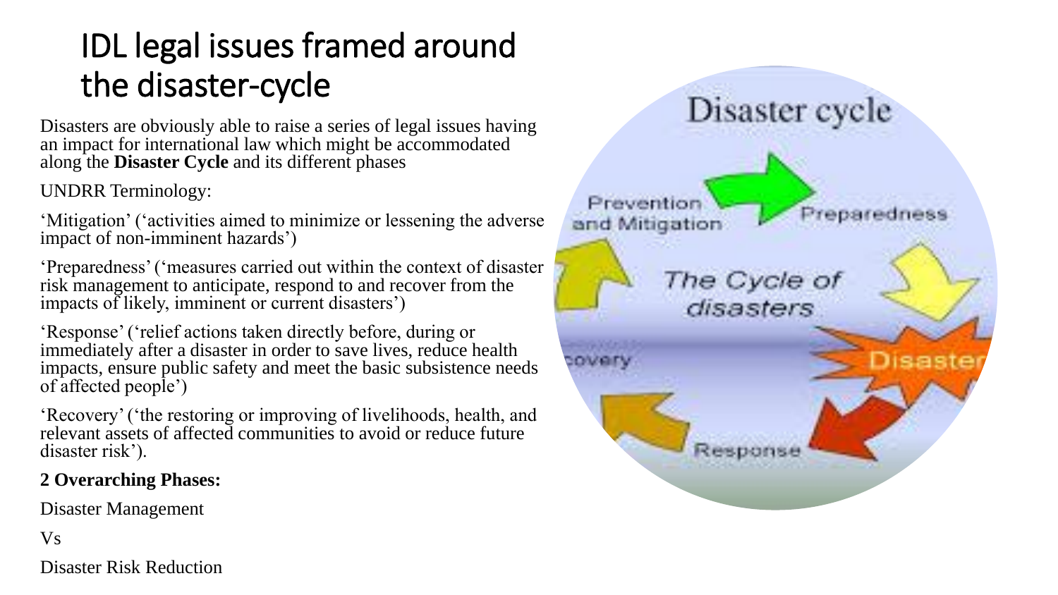# IDL legal issues framed around the disaster-cycle

Disasters are obviously able to raise a series of legal issues having an impact for international law which might be accommodated along the **Disaster Cycle** and its different phases

UNDRR Terminology:

'Mitigation' ('activities aimed to minimize or lessening the adverse impact of non-imminent hazards')

'Preparedness' ('measures carried out within the context of disaster risk management to anticipate, respond to and recover from the impacts of likely, imminent or current disasters')

'Response' ('relief actions taken directly before, during or immediately after a disaster in order to save lives, reduce health impacts, ensure public safety and meet the basic subsistence needs of affected people')

'Recovery' ('the restoring or improving of livelihoods, health, and relevant assets of affected communities to avoid or reduce future disaster risk').

**2 Overarching Phases:**

Disaster Management

Vs

Disaster Risk Reduction

Disaster cycle

Prevention and Mitigation

Preparedness

The Cycle of disasters

covery

Disaster

Response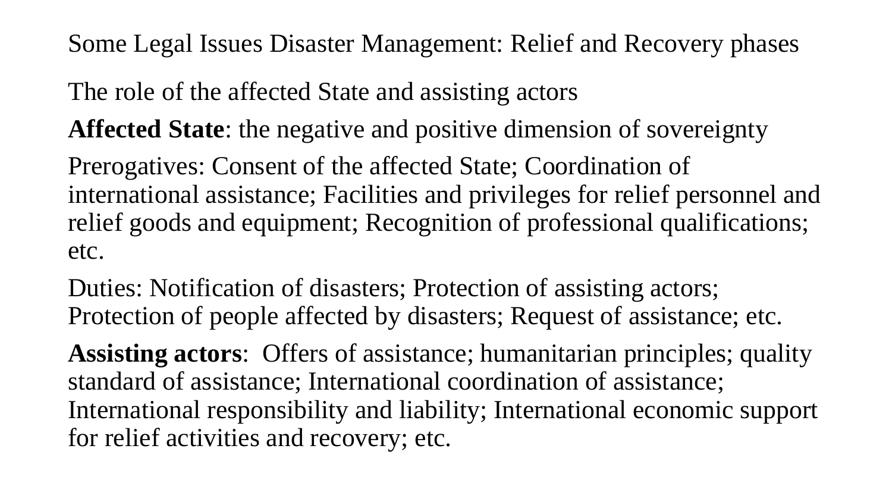## Some Legal Issues Disaster Management: Relief and Recovery phases

The role of the affected State and assisting actors

**Affected State**: the negative and positive dimension of sovereignty

Prerogatives: Consent of the affected State; Coordination of international assistance; Facilities and privileges for relief personnel and relief goods and equipment; Recognition of professional qualifications; etc.

Duties: Notification of disasters; Protection of assisting actors; Protection of people affected by disasters; Request of assistance; etc.

**Assisting actors**: Offers of assistance; humanitarian principles; quality standard of assistance; International coordination of assistance; International responsibility and liability; International economic support for relief activities and recovery; etc.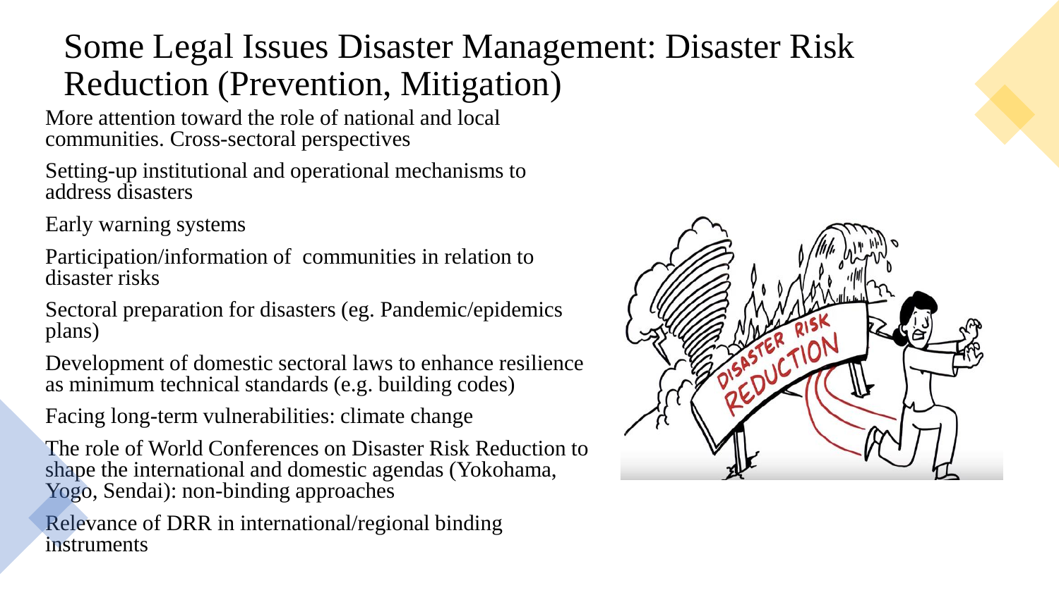# Some Legal Issues Disaster Management: Disaster Risk Reduction (Prevention, Mitigation)

More attention toward the role of national and local communities. Cross-sectoral perspectives

Setting-up institutional and operational mechanisms to address disasters

Early warning systems

Participation/information of communities in relation to disaster risks

Sectoral preparation for disasters (eg. Pandemic/epidemics plans)

Development of domestic sectoral laws to enhance resilience as minimum technical standards (e.g. building codes)

Facing long-term vulnerabilities: climate change

The role of World Conferences on Disaster Risk Reduction to shape the international and domestic agendas (Yokohama, Yogo, Sendai): non-binding approaches

Relevance of DRR in international/regional binding instruments